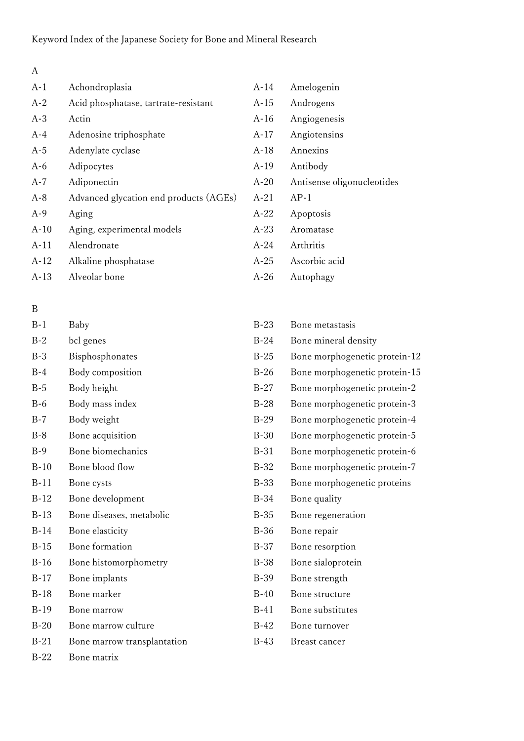Keyword Index of the Japanese Society for Bone and Mineral Research

## A

A-1 Achondroplasia
A-2 Acid phosphatase, tartrate-resistant
A-3 Actin
A-4 Adenosine triphosphate
A-5 Adenylate cyclase
A-6 Adipocytes
A-7 Adiponectin
A-8 Advanced glycation end products (AGEs)
A-9 Aging
A-10 Aging, experimental models
A-11 Alendronate
A-12 Alkaline phosphatase
A-13 Alveolar bone
A-14 Amelogenin
A-15 Androgens
A-16 Angiogenesis
A-17 Angiotensins
A-18 Annexins
A-19 Antibody
A-20 Antisense oligonucleotides
A-21 AP-1
A-22 Apoptosis
A-23 Aromatase
A-24 Arthritis
A-25 Ascorbic acid
A-26 Autophagy

## B

B-1 Baby
B-2 bcl genes
B-3 Bisphosphonates
B-4 Body composition
B-5 Body height
B-6 Body mass index
B-7 Body weight
B-8 Bone acquisition
B-9 Bone biomechanics
B-10 Bone blood flow
B-11 Bone cysts
B-12 Bone development
B-13 Bone diseases, metabolic
B-14 Bone elasticity
B-15 Bone formation
B-16 Bone histomorphometry
B-17 Bone implants
B-18 Bone marker
B-19 Bone marrow
B-20 Bone marrow culture
B-21 Bone marrow transplantation
B-22 Bone matrix
B-23 Bone metastasis
B-24 Bone mineral density
B-25 Bone morphogenetic protein-12
B-26 Bone morphogenetic protein-15
B-27 Bone morphogenetic protein-2
B-28 Bone morphogenetic protein-3
B-29 Bone morphogenetic protein-4
B-30 Bone morphogenetic protein-5
B-31 Bone morphogenetic protein-6
B-32 Bone morphogenetic protein-7
B-33 Bone morphogenetic proteins
B-34 Bone quality
B-35 Bone regeneration
B-36 Bone repair
B-37 Bone resorption
B-38 Bone sialoprotein
B-39 Bone strength
B-40 Bone structure
B-41 Bone substitutes
B-42 Bone turnover
B-43 Breast cancer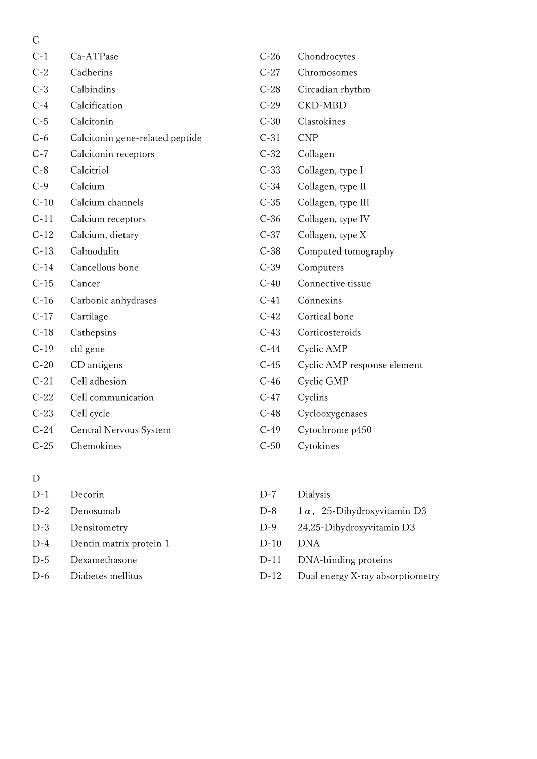## C

| | |
|---|---|
| C-1 | Ca-ATPase |
| C-2 | Cadherins |
| C-3 | Calbindins |
| C-4 | Calcification |
| C-5 | Calcitonin |
| C-6 | Calcitonin gene-related peptide |
| C-7 | Calcitonin receptors |
| C-8 | Calcitriol |
| C-9 | Calcium |
| C-10 | Calcium channels |
| C-11 | Calcium receptors |
| C-12 | Calcium, dietary |
| C-13 | Calmodulin |
| C-14 | Cancellous bone |
| C-15 | Cancer |
| C-16 | Carbonic anhydrases |
| C-17 | Cartilage |
| C-18 | Cathepsins |
| C-19 | cbl gene |
| C-20 | CD antigens |
| C-21 | Cell adhesion |
| C-22 | Cell communication |
| C-23 | Cell cycle |
| C-24 | Central Nervous System |
| C-25 | Chemokines |
| C-26 | Chondrocytes |
| C-27 | Chromosomes |
| C-28 | Circadian rhythm |
| C-29 | CKD-MBD |
| C-30 | Clastokines |
| C-31 | CNP |
| C-32 | Collagen |
| C-33 | Collagen, type I |
| C-34 | Collagen, type II |
| C-35 | Collagen, type III |
| C-36 | Collagen, type IV |
| C-37 | Collagen, type X |
| C-38 | Computed tomography |
| C-39 | Computers |
| C-40 | Connective tissue |
| C-41 | Connexins |
| C-42 | Cortical bone |
| C-43 | Corticosteroids |
| C-44 | Cyclic AMP |
| C-45 | Cyclic AMP response element |
| C-46 | Cyclic GMP |
| C-47 | Cyclins |
| C-48 | Cyclooxygenases |
| C-49 | Cytochrome p450 |
| C-50 | Cytokines |

## D

| | |
|---|---|
| D-1 | Decorin |
| D-2 | Denosumab |
| D-3 | Densitometry |
| D-4 | Dentin matrix protein 1 |
| D-5 | Dexamethasone |
| D-6 | Diabetes mellitus |
| D-7 | Dialysis |
| D-8 | 1α，25-Dihydroxyvitamin D3 |
| D-9 | 24,25-Dihydroxyvitamin D3 |
| D-10 | DNA |
| D-11 | DNA-binding proteins |
| D-12 | Dual energy X-ray absorptiometry |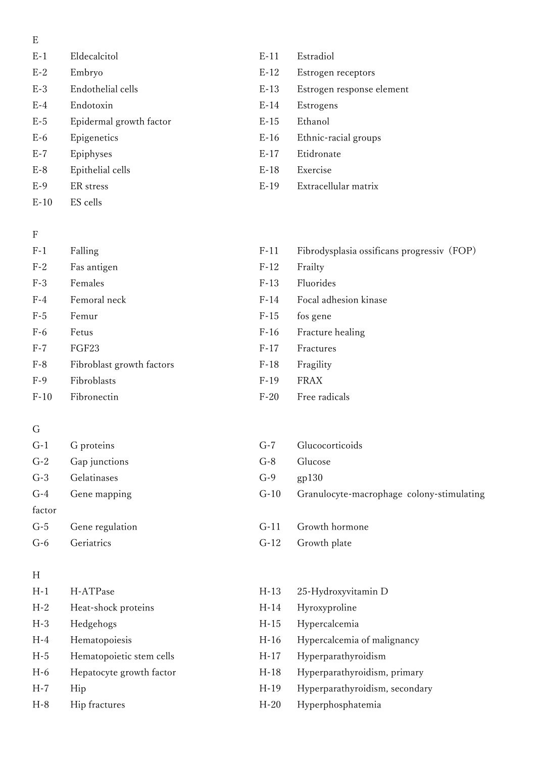E

E-1 Eldecalcitol

E-2 Embryo

E-3 Endothelial cells

E-4 Endotoxin

E-5 Epidermal growth factor

E-6 Epigenetics

E-7 Epiphyses

E-8 Epithelial cells

E-9 ER stress

E-10 ES cells

E-11 Estradiol

E-12 Estrogen receptors

E-13 Estrogen response element

E-14 Estrogens

E-15 Ethanol

E-16 Ethnic-racial groups

E-17 Etidronate

E-18 Exercise

E-19 Extracellular matrix

F

F-1 Falling

F-2 Fas antigen

F-3 Females

F-4 Femoral neck

F-5 Femur

F-6 Fetus

F-7 FGF23

F-8 Fibroblast growth factors

F-9 Fibroblasts

F-10 Fibronectin

F-11 Fibrodysplasia ossificans progressiv（FOP）

F-12 Frailty

F-13 Fluorides

F-14 Focal adhesion kinase

F-15 fos gene

F-16 Fracture healing

F-17 Fractures

F-18 Fragility

F-19 FRAX

F-20 Free radicals

G

G-1 G proteins

G-2 Gap junctions

G-3 Gelatinases

G-4 Gene mapping

G-5 Gene regulation

G-6 Geriatrics

G-7 Glucocorticoids

G-8 Glucose

G-9 gp130

G-10 Granulocyte-macrophage colony-stimulating factor

G-11 Growth hormone

G-12 Growth plate

H

H-1 H-ATPase

H-2 Heat-shock proteins

H-3 Hedgehogs

H-4 Hematopoiesis

H-5 Hematopoietic stem cells

H-6 Hepatocyte growth factor

H-7 Hip

H-8 Hip fractures

H-13 25-Hydroxyvitamin D

H-14 Hyroxyproline

H-15 Hypercalcemia

H-16 Hypercalcemia of malignancy

H-17 Hyperparathyroidism

H-18 Hyperparathyroidism, primary

H-19 Hyperparathyroidism, secondary

H-20 Hyperphosphatemia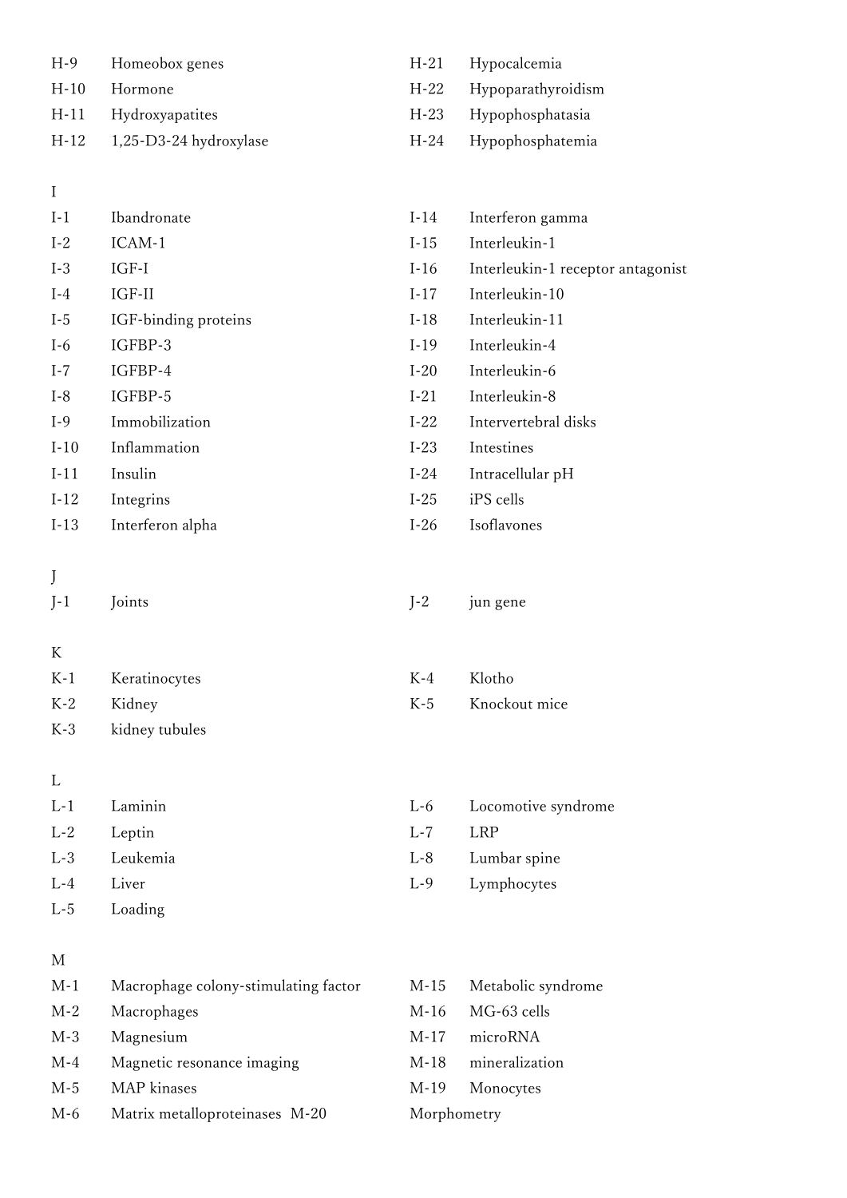H-9 Homeobox genes
H-10 Hormone
H-11 Hydroxyapatites
H-12 1,25-D3-24 hydroxylase
H-21 Hypocalcemia
H-22 Hypoparathyroidism
H-23 Hypophosphatasia
H-24 Hypophosphatemia

## I

I-1 Ibandronate
I-2 ICAM-1
I-3 IGF-I
I-4 IGF-II
I-5 IGF-binding proteins
I-6 IGFBP-3
I-7 IGFBP-4
I-8 IGFBP-5
I-9 Immobilization
I-10 Inflammation
I-11 Insulin
I-12 Integrins
I-13 Interferon alpha
I-14 Interferon gamma
I-15 Interleukin-1
I-16 Interleukin-1 receptor antagonist
I-17 Interleukin-10
I-18 Interleukin-11
I-19 Interleukin-4
I-20 Interleukin-6
I-21 Interleukin-8
I-22 Intervertebral disks
I-23 Intestines
I-24 Intracellular pH
I-25 iPS cells
I-26 Isoflavones

## J

J-1 Joints
J-2 jun gene

## K

K-1 Keratinocytes
K-2 Kidney
K-3 kidney tubules
K-4 Klotho
K-5 Knockout mice

## L

L-1 Laminin
L-2 Leptin
L-3 Leukemia
L-4 Liver
L-5 Loading
L-6 Locomotive syndrome
L-7 LRP
L-8 Lumbar spine
L-9 Lymphocytes

## M

M-1 Macrophage colony-stimulating factor
M-2 Macrophages
M-3 Magnesium
M-4 Magnetic resonance imaging
M-5 MAP kinases
M-6 Matrix metalloproteinases
M-15 Metabolic syndrome
M-16 MG-63 cells
M-17 microRNA
M-18 mineralization
M-19 Monocytes
M-20 Morphometry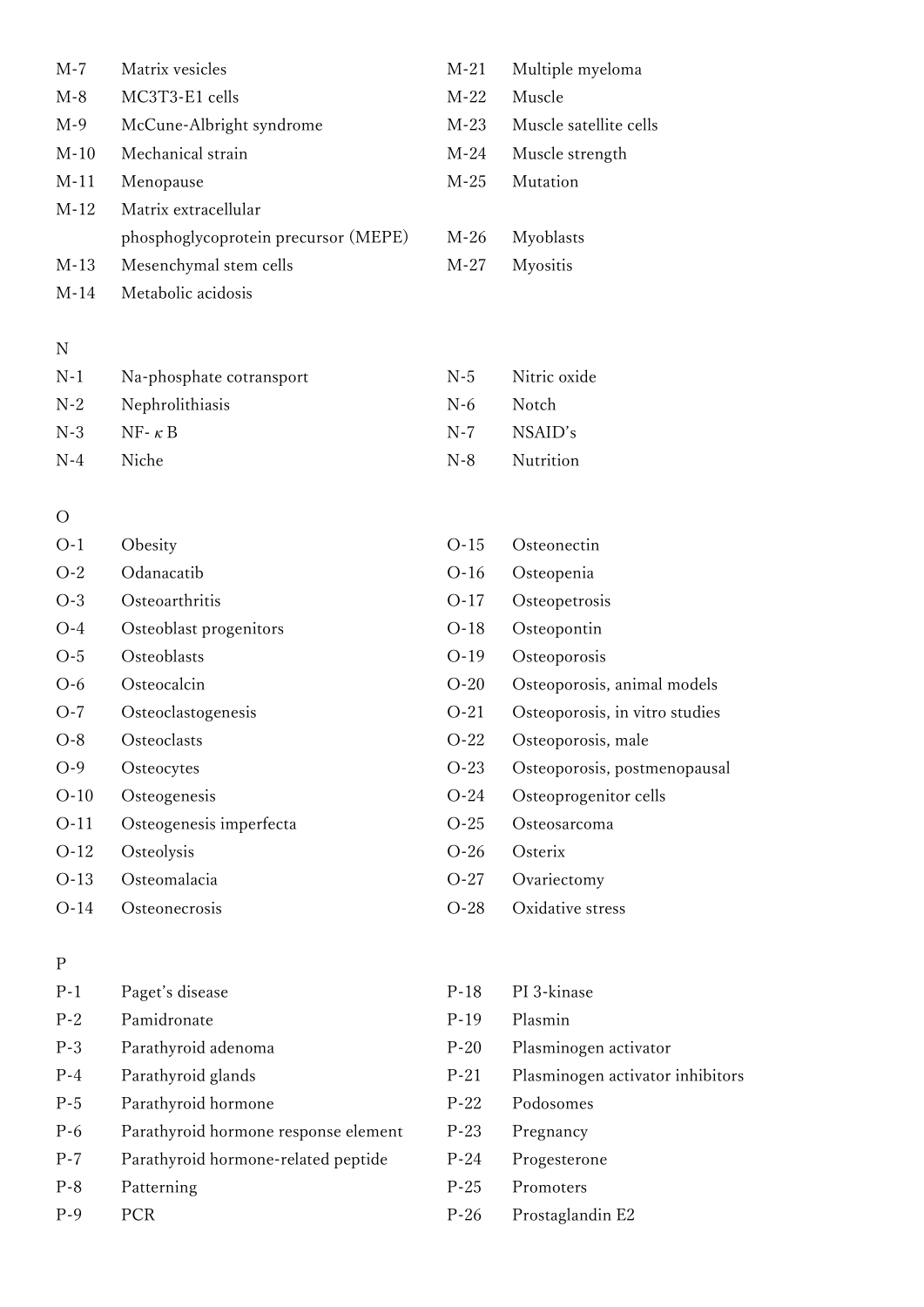M-7 Matrix vesicles
M-8 MC3T3-E1 cells
M-9 McCune-Albright syndrome
M-10 Mechanical strain
M-11 Menopause
M-12 Matrix extracellular phosphoglycoprotein precursor (MEPE)
M-13 Mesenchymal stem cells
M-14 Metabolic acidosis
M-21 Multiple myeloma
M-22 Muscle
M-23 Muscle satellite cells
M-24 Muscle strength
M-25 Mutation
M-26 Myoblasts
M-27 Myositis

## N

N-1 Na-phosphate cotransport
N-2 Nephrolithiasis
N-3 NF-κB
N-4 Niche
N-5 Nitric oxide
N-6 Notch
N-7 NSAID's
N-8 Nutrition

## O

O-1 Obesity
O-2 Odanacatib
O-3 Osteoarthritis
O-4 Osteoblast progenitors
O-5 Osteoblasts
O-6 Osteocalcin
O-7 Osteoclastogenesis
O-8 Osteoclasts
O-9 Osteocytes
O-10 Osteogenesis
O-11 Osteogenesis imperfecta
O-12 Osteolysis
O-13 Osteomalacia
O-14 Osteonecrosis
O-15 Osteonectin
O-16 Osteopenia
O-17 Osteopetrosis
O-18 Osteopontin
O-19 Osteoporosis
O-20 Osteoporosis, animal models
O-21 Osteoporosis, in vitro studies
O-22 Osteoporosis, male
O-23 Osteoporosis, postmenopausal
O-24 Osteoprogenitor cells
O-25 Osteosarcoma
O-26 Osterix
O-27 Ovariectomy
O-28 Oxidative stress

## P

P-1 Paget's disease
P-2 Pamidronate
P-3 Parathyroid adenoma
P-4 Parathyroid glands
P-5 Parathyroid hormone
P-6 Parathyroid hormone response element
P-7 Parathyroid hormone-related peptide
P-8 Patterning
P-9 PCR
P-18 PI 3-kinase
P-19 Plasmin
P-20 Plasminogen activator
P-21 Plasminogen activator inhibitors
P-22 Podosomes
P-23 Pregnancy
P-24 Progesterone
P-25 Promoters
P-26 Prostaglandin E2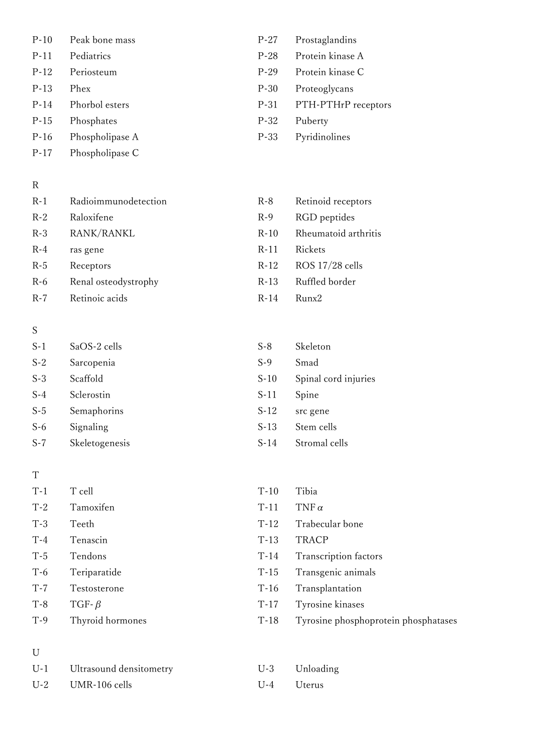P-10 Peak bone mass
P-11 Pediatrics
P-12 Periosteum
P-13 Phex
P-14 Phorbol esters
P-15 Phosphates
P-16 Phospholipase A
P-17 Phospholipase C
P-27 Prostaglandins
P-28 Protein kinase A
P-29 Protein kinase C
P-30 Proteoglycans
P-31 PTH-PTHrP receptors
P-32 Puberty
P-33 Pyridinolines

R

R-1 Radioimmunodetection
R-2 Raloxifene
R-3 RANK/RANKL
R-4 ras gene
R-5 Receptors
R-6 Renal osteodystrophy
R-7 Retinoic acids
R-8 Retinoid receptors
R-9 RGD peptides
R-10 Rheumatoid arthritis
R-11 Rickets
R-12 ROS 17/28 cells
R-13 Ruffled border
R-14 Runx2

S

S-1 SaOS-2 cells
S-2 Sarcopenia
S-3 Scaffold
S-4 Sclerostin
S-5 Semaphorins
S-6 Signaling
S-7 Skeletogenesis
S-8 Skeleton
S-9 Smad
S-10 Spinal cord injuries
S-11 Spine
S-12 src gene
S-13 Stem cells
S-14 Stromal cells

T

T-1 T cell
T-2 Tamoxifen
T-3 Teeth
T-4 Tenascin
T-5 Tendons
T-6 Teriparatide
T-7 Testosterone
T-8 TGF-$\beta$
T-9 Thyroid hormones
T-10 Tibia
T-11 TNF$\alpha$
T-12 Trabecular bone
T-13 TRACP
T-14 Transcription factors
T-15 Transgenic animals
T-16 Transplantation
T-17 Tyrosine kinases
T-18 Tyrosine phosphoprotein phosphatases

U

U-1 Ultrasound densitometry
U-2 UMR-106 cells
U-3 Unloading
U-4 Uterus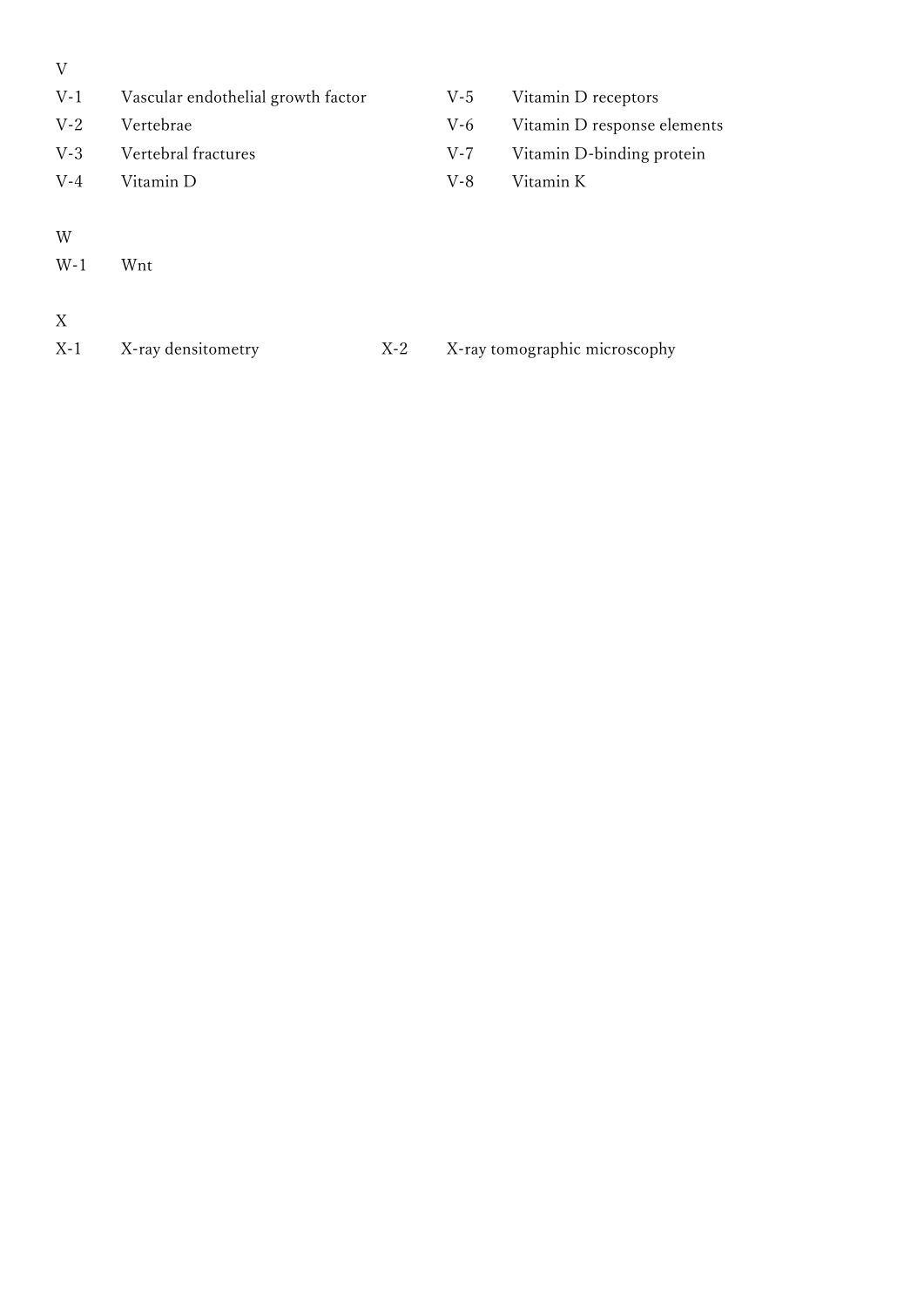V

V-1 Vascular endothelial growth factor

V-2 Vertebrae

V-3 Vertebral fractures

V-4 Vitamin D

V-5 Vitamin D receptors

V-6 Vitamin D response elements

V-7 Vitamin D-binding protein

V-8 Vitamin K

W

W-1 Wnt

X

X-1 X-ray densitometry

X-2 X-ray tomographic microscopy